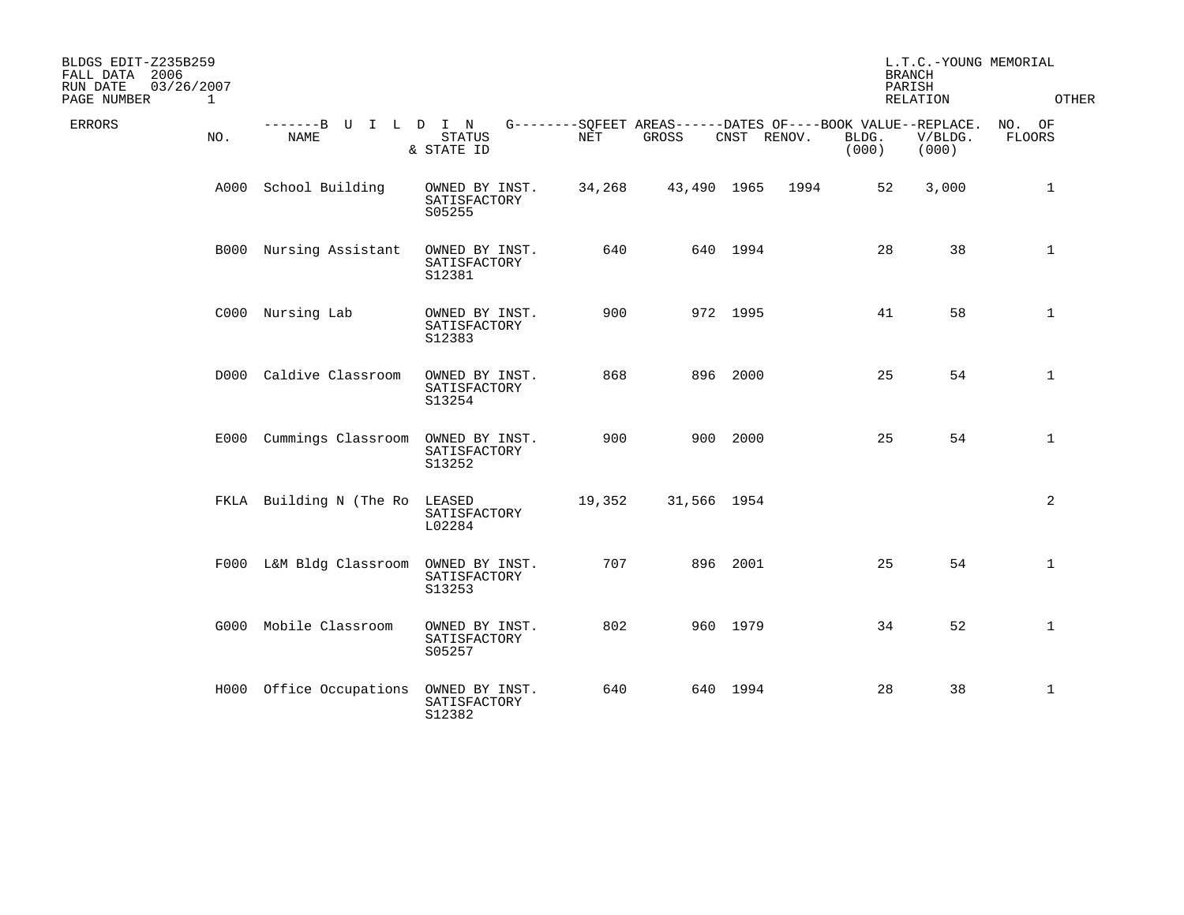BLDGS EDIT-Z235B259
FALL DATA 2006
RUN DATE 03/26/2007
PAGE NUMBER 1

L.T.C.-YOUNG MEMORIAL
BRANCH
PARISH
RELATION
OTHER

| ERRORS | BUILDING NO. | BUILDING NAME | STATUS & STATE ID | SQFEET AREAS NET | SQFEET AREAS GROSS | DATES OF CNST | DATES OF RENOV. | BOOK VALUE BLDG. (000) | REPLACE. V/BLDG. (000) | NO. OF FLOORS |
|---|---|---|---|---|---|---|---|---|---|---|
| | A000 | School Building | OWNED BY INST. SATISFACTORY S05255 | 34,268 | 43,490 | 1965 | 1994 | 52 | 3,000 | 1 |
| | B000 | Nursing Assistant | OWNED BY INST. SATISFACTORY S12381 | 640 | 640 | 1994 | | 28 | 38 | 1 |
| | C000 | Nursing Lab | OWNED BY INST. SATISFACTORY S12383 | 900 | 972 | 1995 | | 41 | 58 | 1 |
| | D000 | Caldive Classroom | OWNED BY INST. SATISFACTORY S13254 | 868 | 896 | 2000 | | 25 | 54 | 1 |
| | E000 | Cummings Classroom | OWNED BY INST. SATISFACTORY S13252 | 900 | 900 | 2000 | | 25 | 54 | 1 |
| | FKLA | Building N (The Ro | LEASED SATISFACTORY L02284 | 19,352 | 31,566 | 1954 | | | | 2 |
| | F000 | L&M Bldg Classroom | OWNED BY INST. SATISFACTORY S13253 | 707 | 896 | 2001 | | 25 | 54 | 1 |
| | G000 | Mobile Classroom | OWNED BY INST. SATISFACTORY S05257 | 802 | 960 | 1979 | | 34 | 52 | 1 |
| | H000 | Office Occupations | OWNED BY INST. SATISFACTORY S12382 | 640 | 640 | 1994 | | 28 | 38 | 1 |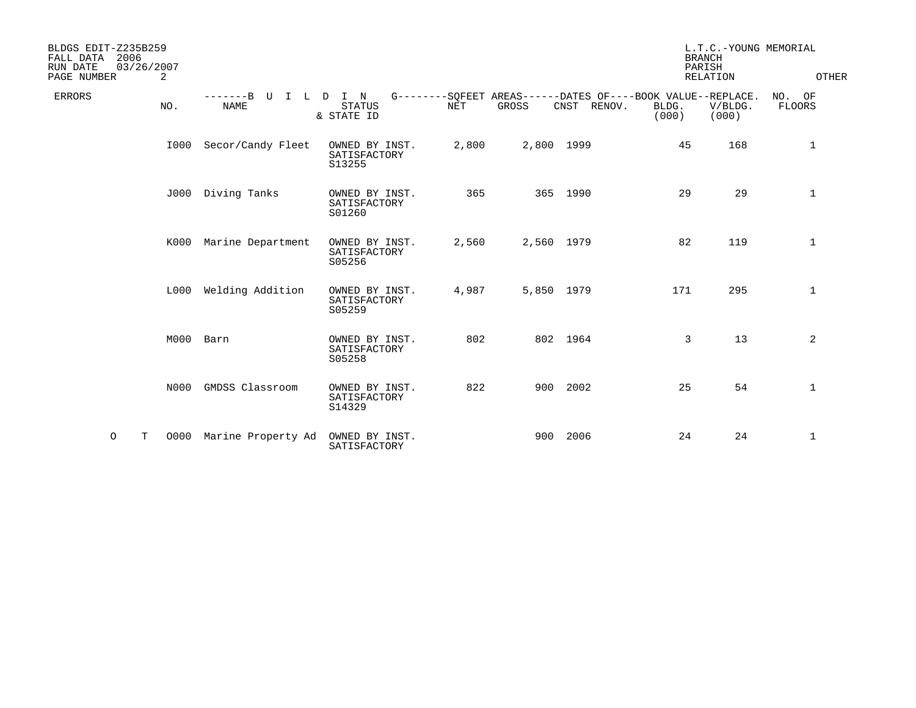BLDGS EDIT-Z235B259
FALL DATA 2006
RUN DATE 03/26/2007
PAGE NUMBER 2

L.T.C.-YOUNG MEMORIAL
BRANCH
PARISH
RELATION OTHER

| ERRORS | | NO. | BUILDING NAME | STATUS & STATE ID | SQFEET AREAS NET | SQFEET AREAS GROSS | DATES OF CNST | DATES OF RENOV. | BOOK VALUE BLDG. (000) | REPLACE. V/BLDG. (000) | NO. OF FLOORS |
|---|---|---|---|---|---|---|---|---|---|---|---|
| | | I000 | Secor/Candy Fleet | OWNED BY INST. SATISFACTORY S13255 | 2,800 | 2,800 | 1999 | | 45 | 168 | 1 |
| | | J000 | Diving Tanks | OWNED BY INST. SATISFACTORY S01260 | 365 | 365 | 1990 | | 29 | 29 | 1 |
| | | K000 | Marine Department | OWNED BY INST. SATISFACTORY S05256 | 2,560 | 2,560 | 1979 | | 82 | 119 | 1 |
| | | L000 | Welding Addition | OWNED BY INST. SATISFACTORY S05259 | 4,987 | 5,850 | 1979 | | 171 | 295 | 1 |
| | | M000 | Barn | OWNED BY INST. SATISFACTORY S05258 | 802 | 802 | 1964 | | 3 | 13 | 2 |
| | | N000 | GMDSS Classroom | OWNED BY INST. SATISFACTORY S14329 | 822 | 900 | 2002 | | 25 | 54 | 1 |
| O | T | O000 | Marine Property Ad | OWNED BY INST. SATISFACTORY | | 900 | 2006 | | 24 | 24 | 1 |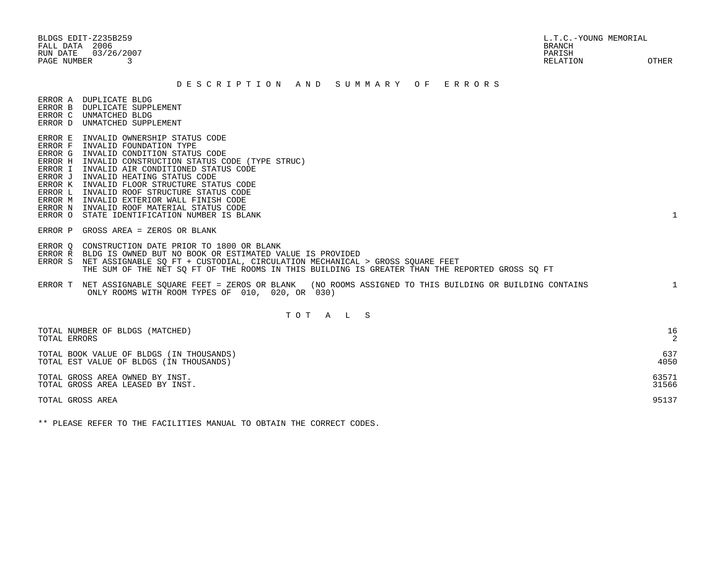BLDGS EDIT-Z235B259
FALL DATA 2006
RUN DATE 03/26/2007
PAGE NUMBER 3

L.T.C.-YOUNG MEMORIAL
BRANCH
PARISH
RELATION OTHER

## D E S C R I P T I O N   A N D   S U M M A R Y   O F   E R R O R S

| | | |
|---|---|---|
| ERROR A | DUPLICATE BLDG | |
| ERROR B | DUPLICATE SUPPLEMENT | |
| ERROR C | UNMATCHED BLDG | |
| ERROR D | UNMATCHED SUPPLEMENT | |
| ERROR E | INVALID OWNERSHIP STATUS CODE | |
| ERROR F | INVALID FOUNDATION TYPE | |
| ERROR G | INVALID CONDITION STATUS CODE | |
| ERROR H | INVALID CONSTRUCTION STATUS CODE (TYPE STRUC) | |
| ERROR I | INVALID AIR CONDITIONED STATUS CODE | |
| ERROR J | INVALID HEATING STATUS CODE | |
| ERROR K | INVALID FLOOR STRUCTURE STATUS CODE | |
| ERROR L | INVALID ROOF STRUCTURE STATUS CODE | |
| ERROR M | INVALID EXTERIOR WALL FINISH CODE | |
| ERROR N | INVALID ROOF MATERIAL STATUS CODE | |
| ERROR O | STATE IDENTIFICATION NUMBER IS BLANK | 1 |
| ERROR P | GROSS AREA = ZEROS OR BLANK | |
| ERROR Q | CONSTRUCTION DATE PRIOR TO 1800 OR BLANK | |
| ERROR R | BLDG IS OWNED BUT NO BOOK OR ESTIMATED VALUE IS PROVIDED | |
| ERROR S | NET ASSIGNABLE SQ FT + CUSTODIAL, CIRCULATION MECHANICAL > GROSS SQUARE FEET THE SUM OF THE NET SQ FT OF THE ROOMS IN THIS BUILDING IS GREATER THAN THE REPORTED GROSS SQ FT | |
| ERROR T | NET ASSIGNABLE SQUARE FEET = ZEROS OR BLANK (NO ROOMS ASSIGNED TO THIS BUILDING OR BUILDING CONTAINS ONLY ROOMS WITH ROOM TYPES OF 010, 020, OR 030) | 1 |

## T O T A L S

| | |
|---|---|
| TOTAL NUMBER OF BLDGS (MATCHED) | 16 |
| TOTAL ERRORS | 2 |
| TOTAL BOOK VALUE OF BLDGS (IN THOUSANDS) | 637 |
| TOTAL EST VALUE OF BLDGS (IN THOUSANDS) | 4050 |
| TOTAL GROSS AREA OWNED BY INST. | 63571 |
| TOTAL GROSS AREA LEASED BY INST. | 31566 |
| TOTAL GROSS AREA | 95137 |

** PLEASE REFER TO THE FACILITIES MANUAL TO OBTAIN THE CORRECT CODES.